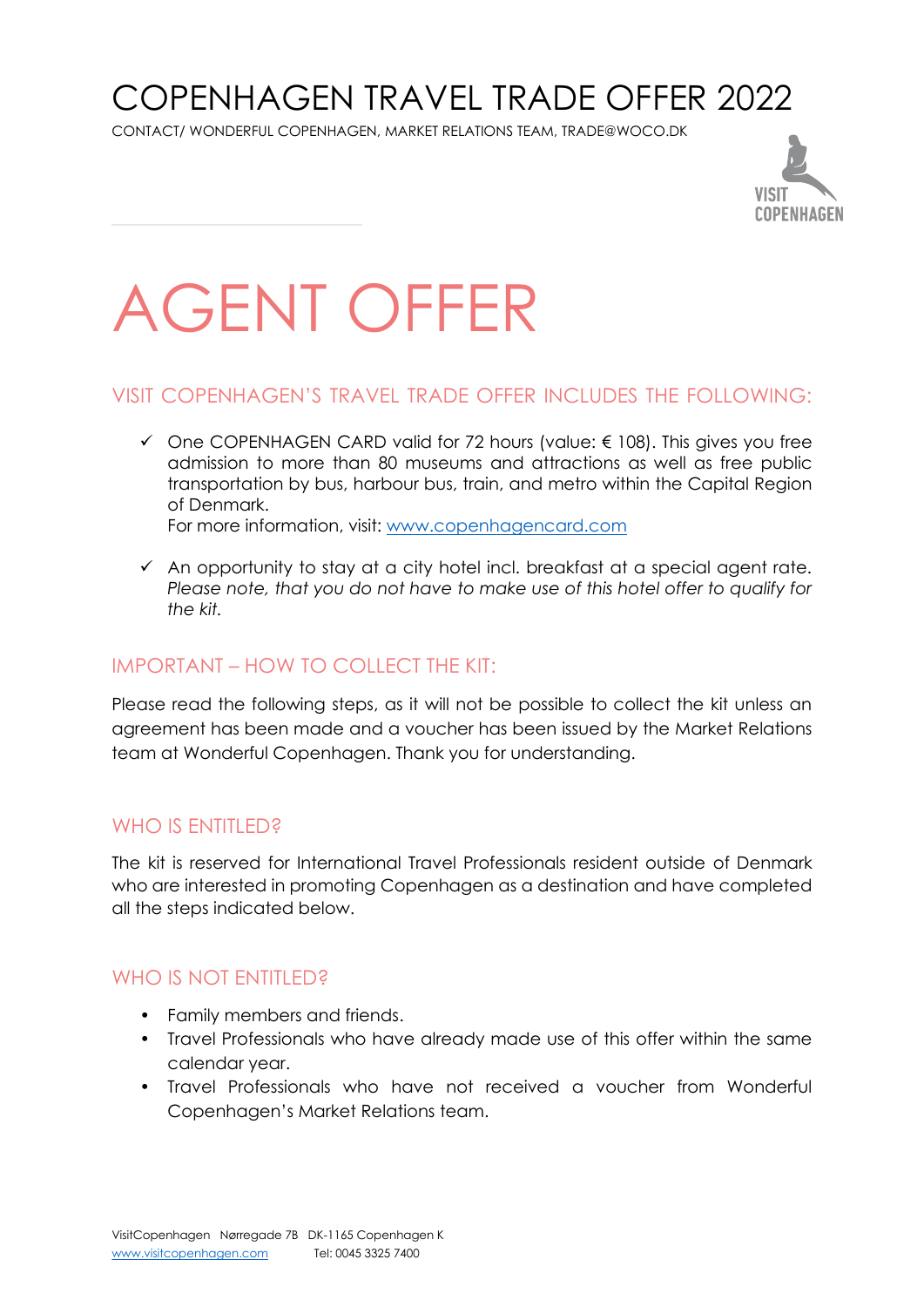# COPENHAGEN TRAVEL TRADE OFFER 2022

CONTACT/ WONDERFUL COPENHAGEN, MARKET RELATIONS TEAM, TRADE@WOCO.DK

# AGENT OFFER

## VISIT COPENHAGEN'S TRAVEL TRADE OFFER INCLUDES THE FOLLOWING:

- ✓ One COPENHAGEN CARD valid for 72 hours (value: € 108). This gives you free admission to more than 80 museums and attractions as well as free public transportation by bus, harbour bus, train, and metro within the Capital Region of Denmark.
  For more information, visit: [www.copenhagencard.com](http://www.copenhagencard.com)

- ✓ An opportunity to stay at a city hotel incl. breakfast at a special agent rate. *Please note, that you do not have to make use of this hotel offer to qualify for the kit.*

## IMPORTANT – HOW TO COLLECT THE KIT:

Please read the following steps, as it will not be possible to collect the kit unless an agreement has been made and a voucher has been issued by the Market Relations team at Wonderful Copenhagen. Thank you for understanding.

## WHO IS ENTITLED?

The kit is reserved for International Travel Professionals resident outside of Denmark who are interested in promoting Copenhagen as a destination and have completed all the steps indicated below.

## WHO IS NOT ENTITLED?

- Family members and friends.
- Travel Professionals who have already made use of this offer within the same calendar year.
- Travel Professionals who have not received a voucher from Wonderful Copenhagen's Market Relations team.

VisitCopenhagen Nørregade 7B DK-1165 Copenhagen K
[www.visitcopenhagen.com](http://www.visitcopenhagen.com) Tel: 0045 3325 7400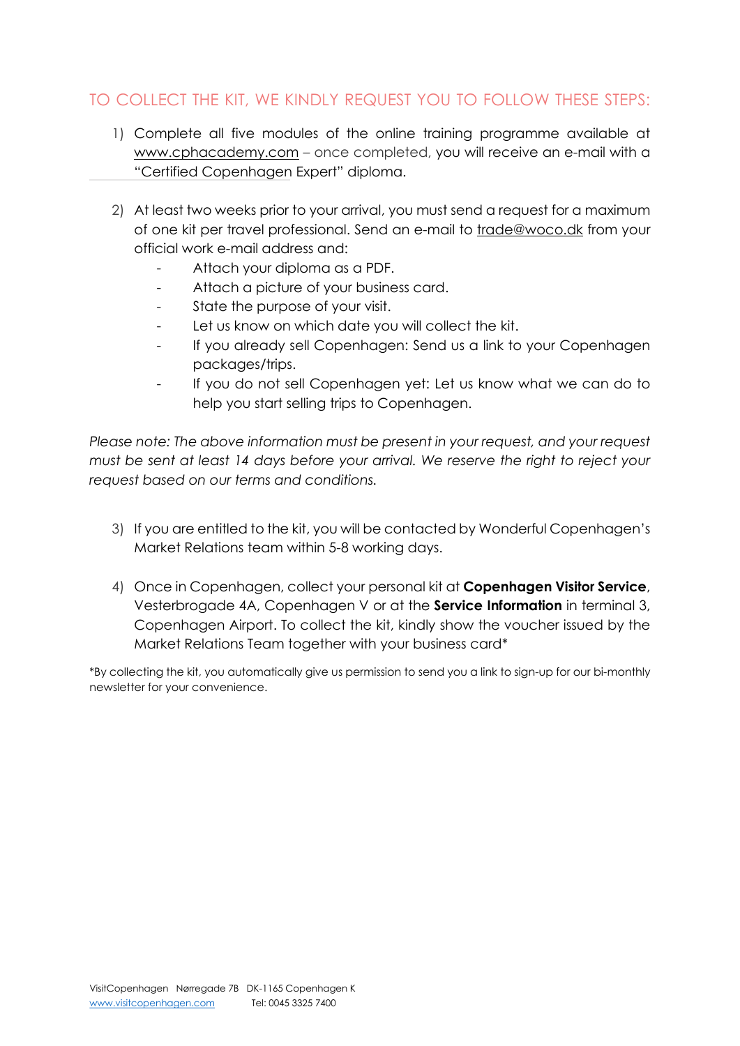## TO COLLECT THE KIT, WE KINDLY REQUEST YOU TO FOLLOW THESE STEPS:

1) Complete all five modules of the online training programme available at www.cphacademy.com – once completed, you will receive an e-mail with a "Certified Copenhagen Expert" diploma.

2) At least two weeks prior to your arrival, you must send a request for a maximum of one kit per travel professional. Send an e-mail to trade@woco.dk from your official work e-mail address and:
   - Attach your diploma as a PDF.
   - Attach a picture of your business card.
   - State the purpose of your visit.
   - Let us know on which date you will collect the kit.
   - If you already sell Copenhagen: Send us a link to your Copenhagen packages/trips.
   - If you do not sell Copenhagen yet: Let us know what we can do to help you start selling trips to Copenhagen.

*Please note: The above information must be present in your request, and your request must be sent at least 14 days before your arrival. We reserve the right to reject your request based on our terms and conditions.*

3) If you are entitled to the kit, you will be contacted by Wonderful Copenhagen's Market Relations team within 5-8 working days.

4) Once in Copenhagen, collect your personal kit at **Copenhagen Visitor Service**, Vesterbrogade 4A, Copenhagen V or at the **Service Information** in terminal 3, Copenhagen Airport. To collect the kit, kindly show the voucher issued by the Market Relations Team together with your business card*

*By collecting the kit, you automatically give us permission to send you a link to sign-up for our bi-monthly newsletter for your convenience.

VisitCopenhagen Nørregade 7B DK-1165 Copenhagen K
www.visitcopenhagen.com Tel: 0045 3325 7400